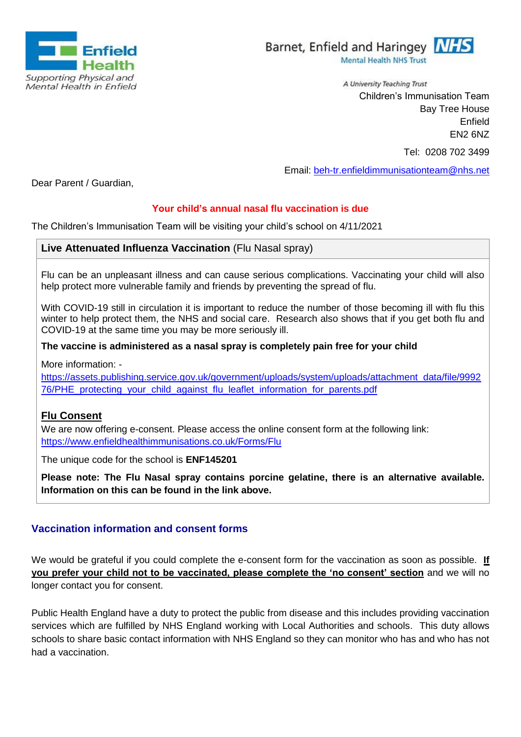Enfield Health
Supporting Physical and Mental Health in Enfield

Barnet, Enfield and Haringey NHS
Mental Health NHS Trust

*A University Teaching Trust*

Children's Immunisation Team
Bay Tree House
Enfield
EN2 6NZ

Tel: 0208 702 3499

Email: [beh-tr.enfieldimmunisationteam@nhs.net](mailto:beh-tr.enfieldimmunisationteam@nhs.net)

Dear Parent / Guardian,

**Your child's annual nasal flu vaccination is due**

The Children's Immunisation Team will be visiting your child's school on 4/11/2021

**Live Attenuated Influenza Vaccination** (Flu Nasal spray)

Flu can be an unpleasant illness and can cause serious complications. Vaccinating your child will also help protect more vulnerable family and friends by preventing the spread of flu.

With COVID-19 still in circulation it is important to reduce the number of those becoming ill with flu this winter to help protect them, the NHS and social care. Research also shows that if you get both flu and COVID-19 at the same time you may be more seriously ill.

**The vaccine is administered as a nasal spray is completely pain free for your child**

More information: -
[https://assets.publishing.service.gov.uk/government/uploads/system/uploads/attachment_data/file/999276/PHE_protecting_your_child_against_flu_leaflet_information_for_parents.pdf](https://assets.publishing.service.gov.uk/government/uploads/system/uploads/attachment_data/file/999276/PHE_protecting_your_child_against_flu_leaflet_information_for_parents.pdf)

**Flu Consent**

We are now offering e-consent. Please access the online consent form at the following link: [https://www.enfieldhealthimmunisations.co.uk/Forms/Flu](https://www.enfieldhealthimmunisations.co.uk/Forms/Flu)

The unique code for the school is **ENF145201**

**Please note: The Flu Nasal spray contains porcine gelatine, there is an alternative available. Information on this can be found in the link above.**

## Vaccination information and consent forms

We would be grateful if you could complete the e-consent form for the vaccination as soon as possible. **If you prefer your child not to be vaccinated, please complete the 'no consent' section** and we will no longer contact you for consent.

Public Health England have a duty to protect the public from disease and this includes providing vaccination services which are fulfilled by NHS England working with Local Authorities and schools. This duty allows schools to share basic contact information with NHS England so they can monitor who has and who has not had a vaccination.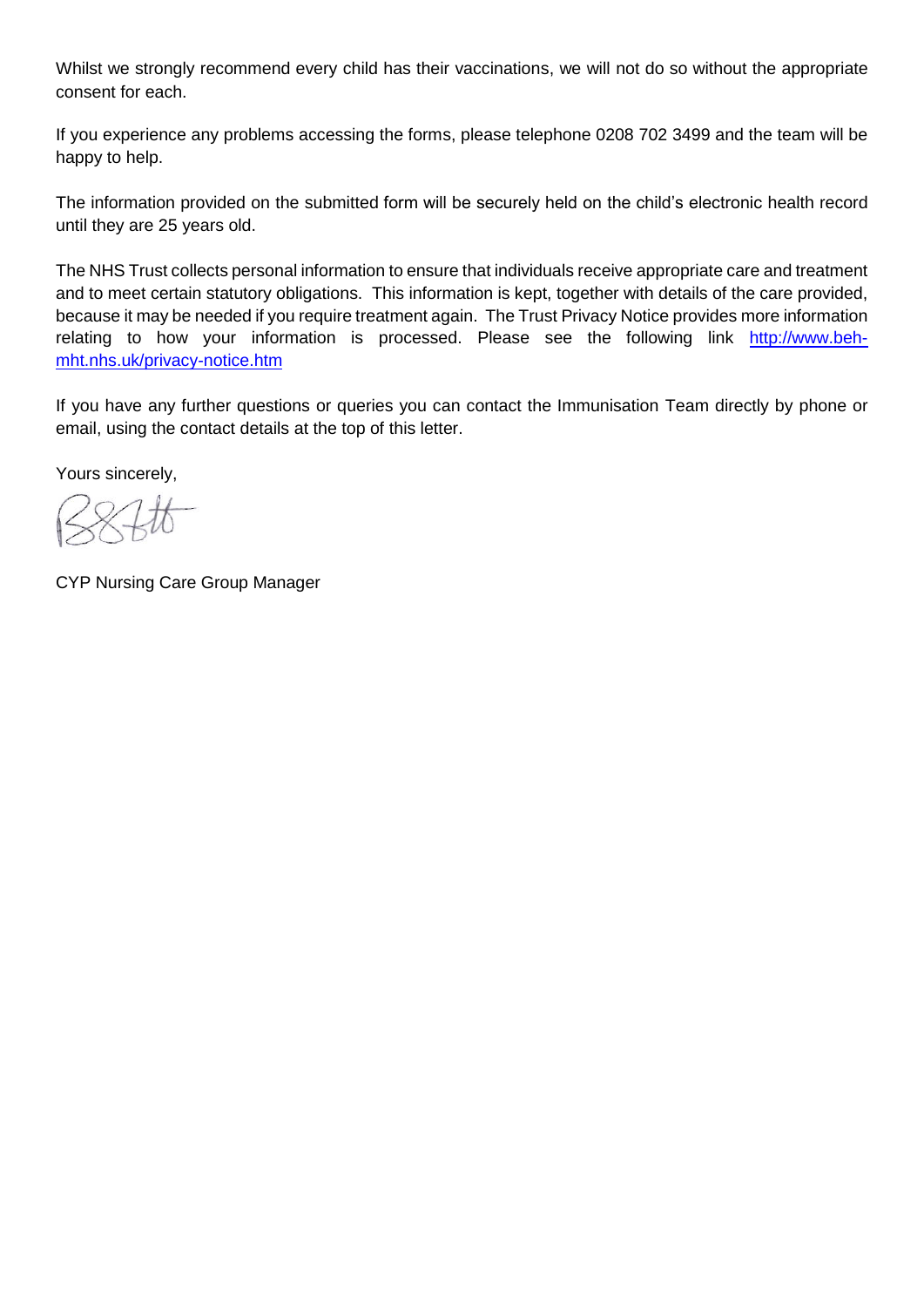Whilst we strongly recommend every child has their vaccinations, we will not do so without the appropriate consent for each.

If you experience any problems accessing the forms, please telephone 0208 702 3499 and the team will be happy to help.

The information provided on the submitted form will be securely held on the child's electronic health record until they are 25 years old.

The NHS Trust collects personal information to ensure that individuals receive appropriate care and treatment and to meet certain statutory obligations. This information is kept, together with details of the care provided, because it may be needed if you require treatment again. The Trust Privacy Notice provides more information relating to how your information is processed. Please see the following link [http://www.beh-mht.nhs.uk/privacy-notice.htm](http://www.beh-mht.nhs.uk/privacy-notice.htm)

If you have any further questions or queries you can contact the Immunisation Team directly by phone or email, using the contact details at the top of this letter.

Yours sincerely,

CYP Nursing Care Group Manager